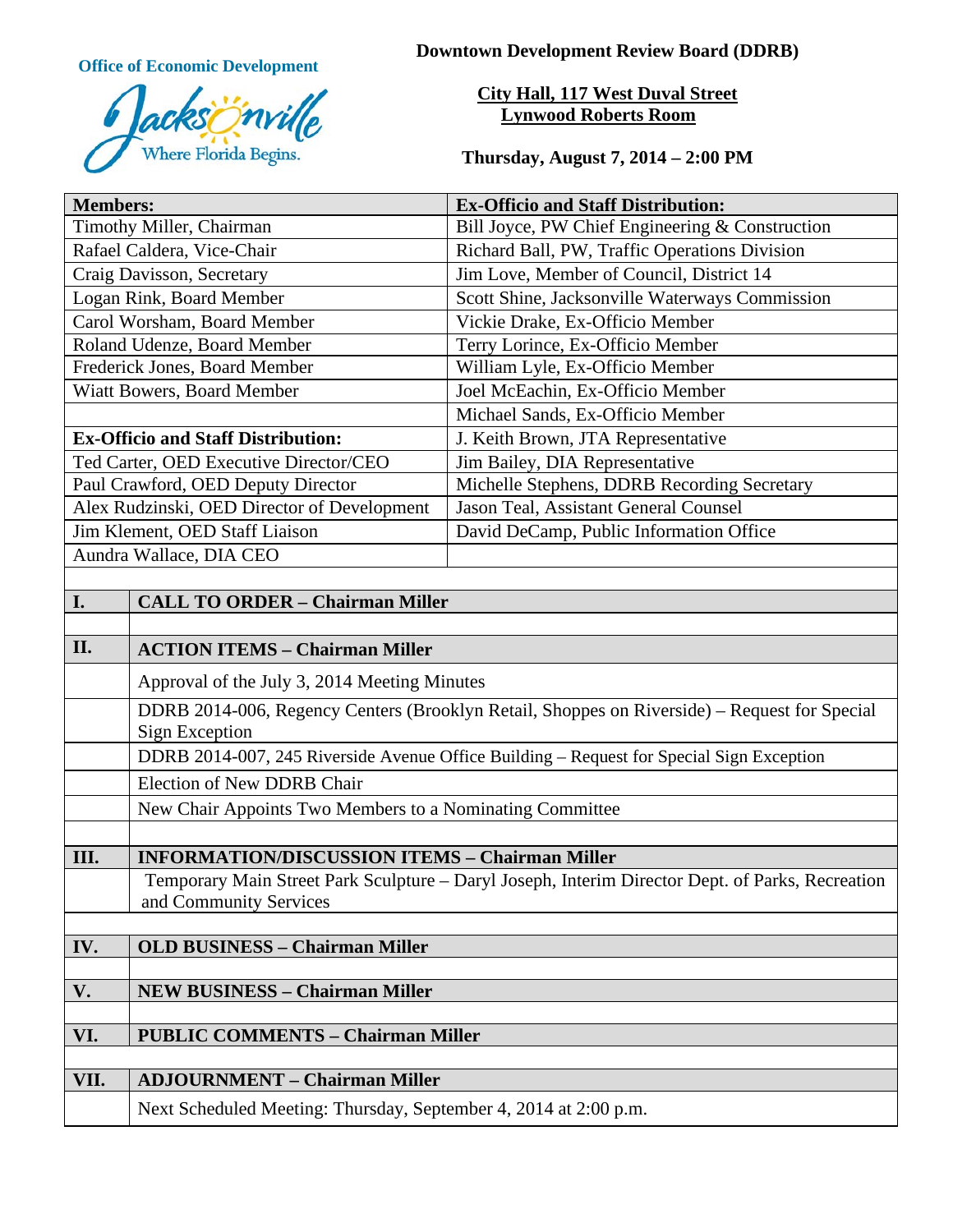**Office of Economic Development**

Jacksonville
Where Florida Begins.

**Downtown Development Review Board (DDRB)**

**City Hall, 117 West Duval Street**
**Lynwood Roberts Room**

**Thursday, August 7, 2014 – 2:00 PM**

| **Members:** | **Ex-Officio and Staff Distribution:** |
|---|---|
| Timothy Miller, Chairman | Bill Joyce, PW Chief Engineering & Construction |
| Rafael Caldera, Vice-Chair | Richard Ball, PW, Traffic Operations Division |
| Craig Davisson, Secretary | Jim Love, Member of Council, District 14 |
| Logan Rink, Board Member | Scott Shine, Jacksonville Waterways Commission |
| Carol Worsham, Board Member | Vickie Drake, Ex-Officio Member |
| Roland Udenze, Board Member | Terry Lorince, Ex-Officio Member |
| Frederick Jones, Board Member | William Lyle, Ex-Officio Member |
| Wiatt Bowers, Board Member | Joel McEachin, Ex-Officio Member |
| | Michael Sands, Ex-Officio Member |
| **Ex-Officio and Staff Distribution:** | J. Keith Brown, JTA Representative |
| Ted Carter, OED Executive Director/CEO | Jim Bailey, DIA Representative |
| Paul Crawford, OED Deputy Director | Michelle Stephens, DDRB Recording Secretary |
| Alex Rudzinski, OED Director of Development | Jason Teal, Assistant General Counsel |
| Jim Klement, OED Staff Liaison | David DeCamp, Public Information Office |
| Aundra Wallace, DIA CEO | |

| | |
|---|---|
| **I.** | **CALL TO ORDER – Chairman Miller** |
| **II.** | **ACTION ITEMS – Chairman Miller** |
| | Approval of the July 3, 2014 Meeting Minutes |
| | DDRB 2014-006, Regency Centers (Brooklyn Retail, Shoppes on Riverside) – Request for Special Sign Exception |
| | DDRB 2014-007, 245 Riverside Avenue Office Building – Request for Special Sign Exception |
| | Election of New DDRB Chair |
| | New Chair Appoints Two Members to a Nominating Committee |
| **III.** | **INFORMATION/DISCUSSION ITEMS – Chairman Miller** |
| | Temporary Main Street Park Sculpture – Daryl Joseph, Interim Director Dept. of Parks, Recreation and Community Services |
| **IV.** | **OLD BUSINESS – Chairman Miller** |
| **V.** | **NEW BUSINESS – Chairman Miller** |
| **VI.** | **PUBLIC COMMENTS – Chairman Miller** |
| **VII.** | **ADJOURNMENT – Chairman Miller** |
| | Next Scheduled Meeting: Thursday, September 4, 2014 at 2:00 p.m. |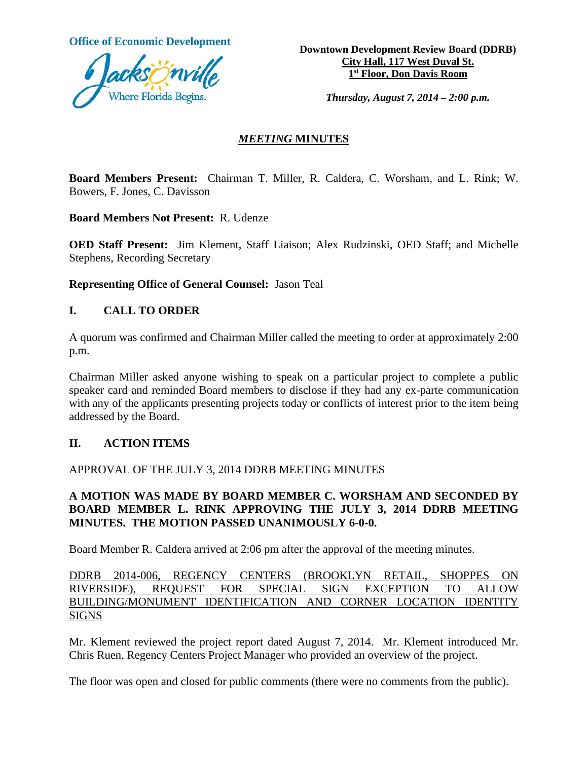**Office of Economic Development**

**Downtown Development Review Board (DDRB)**
**City Hall, 117 West Duval St.**
**1st Floor, Don Davis Room**

***Thursday, August 7, 2014 – 2:00 p.m.***

## *MEETING* MINUTES

**Board Members Present:** Chairman T. Miller, R. Caldera, C. Worsham, and L. Rink; W. Bowers, F. Jones, C. Davisson

**Board Members Not Present:** R. Udenze

**OED Staff Present:** Jim Klement, Staff Liaison; Alex Rudzinski, OED Staff; and Michelle Stephens, Recording Secretary

**Representing Office of General Counsel:** Jason Teal

### I. CALL TO ORDER

A quorum was confirmed and Chairman Miller called the meeting to order at approximately 2:00 p.m.

Chairman Miller asked anyone wishing to speak on a particular project to complete a public speaker card and reminded Board members to disclose if they had any ex-parte communication with any of the applicants presenting projects today or conflicts of interest prior to the item being addressed by the Board.

### II. ACTION ITEMS

APPROVAL OF THE JULY 3, 2014 DDRB MEETING MINUTES

**A MOTION WAS MADE BY BOARD MEMBER C. WORSHAM AND SECONDED BY BOARD MEMBER L. RINK APPROVING THE JULY 3, 2014 DDRB MEETING MINUTES. THE MOTION PASSED UNANIMOUSLY 6-0-0.**

Board Member R. Caldera arrived at 2:06 pm after the approval of the meeting minutes.

DDRB 2014-006, REGENCY CENTERS (BROOKLYN RETAIL, SHOPPES ON RIVERSIDE), REQUEST FOR SPECIAL SIGN EXCEPTION TO ALLOW BUILDING/MONUMENT IDENTIFICATION AND CORNER LOCATION IDENTITY SIGNS

Mr. Klement reviewed the project report dated August 7, 2014. Mr. Klement introduced Mr. Chris Ruen, Regency Centers Project Manager who provided an overview of the project.

The floor was open and closed for public comments (there were no comments from the public).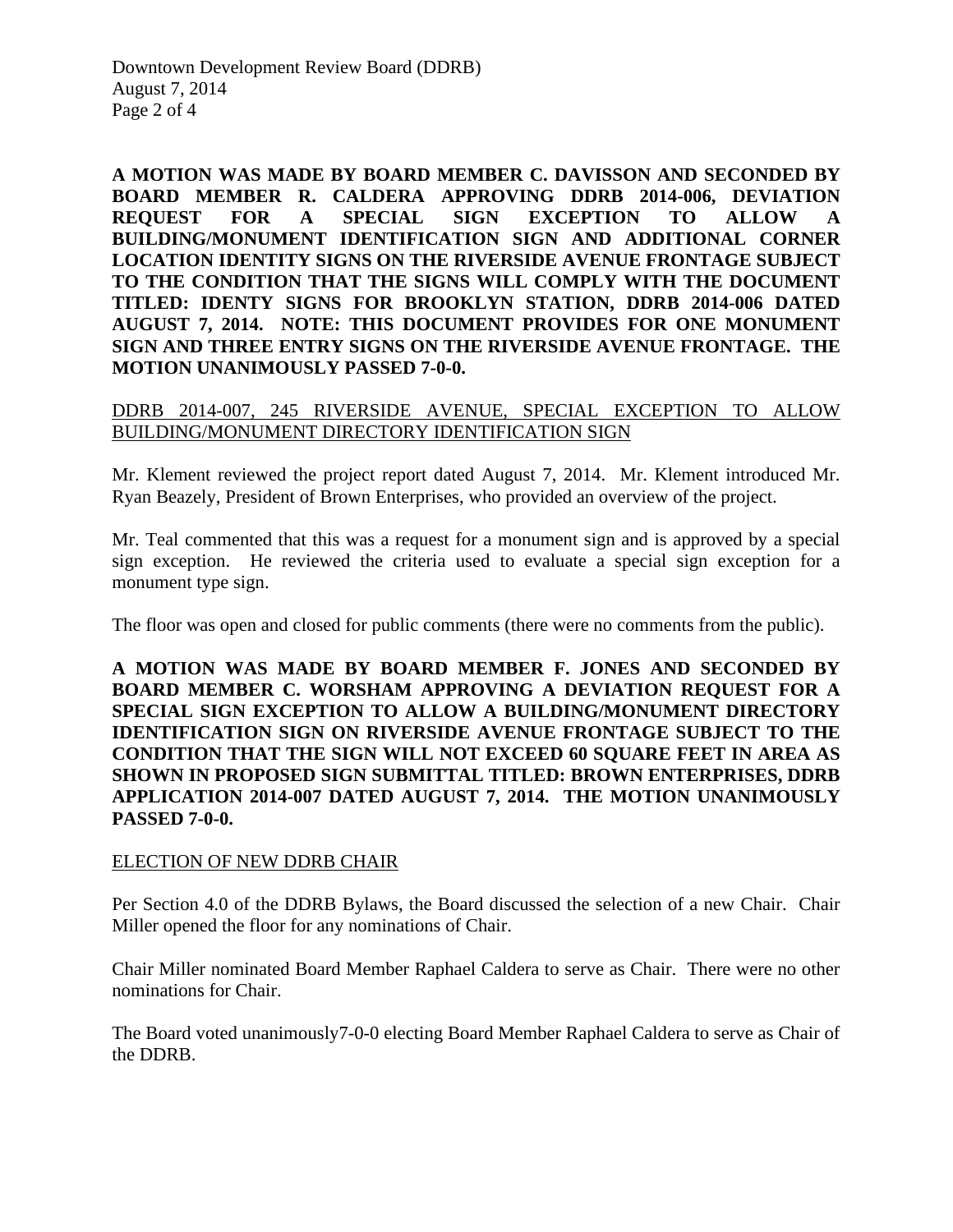**A MOTION WAS MADE BY BOARD MEMBER C. DAVISSON AND SECONDED BY BOARD MEMBER R. CALDERA APPROVING DDRB 2014-006, DEVIATION REQUEST FOR A SPECIAL SIGN EXCEPTION TO ALLOW A BUILDING/MONUMENT IDENTIFICATION SIGN AND ADDITIONAL CORNER LOCATION IDENTITY SIGNS ON THE RIVERSIDE AVENUE FRONTAGE SUBJECT TO THE CONDITION THAT THE SIGNS WILL COMPLY WITH THE DOCUMENT TITLED: IDENTY SIGNS FOR BROOKLYN STATION, DDRB 2014-006 DATED AUGUST 7, 2014. NOTE: THIS DOCUMENT PROVIDES FOR ONE MONUMENT SIGN AND THREE ENTRY SIGNS ON THE RIVERSIDE AVENUE FRONTAGE. THE MOTION UNANIMOUSLY PASSED 7-0-0.**

<u>DDRB 2014-007, 245 RIVERSIDE AVENUE, SPECIAL EXCEPTION TO ALLOW BUILDING/MONUMENT DIRECTORY IDENTIFICATION SIGN</u>

Mr. Klement reviewed the project report dated August 7, 2014. Mr. Klement introduced Mr. Ryan Beazely, President of Brown Enterprises, who provided an overview of the project.

Mr. Teal commented that this was a request for a monument sign and is approved by a special sign exception. He reviewed the criteria used to evaluate a special sign exception for a monument type sign.

The floor was open and closed for public comments (there were no comments from the public).

**A MOTION WAS MADE BY BOARD MEMBER F. JONES AND SECONDED BY BOARD MEMBER C. WORSHAM APPROVING A DEVIATION REQUEST FOR A SPECIAL SIGN EXCEPTION TO ALLOW A BUILDING/MONUMENT DIRECTORY IDENTIFICATION SIGN ON RIVERSIDE AVENUE FRONTAGE SUBJECT TO THE CONDITION THAT THE SIGN WILL NOT EXCEED 60 SQUARE FEET IN AREA AS SHOWN IN PROPOSED SIGN SUBMITTAL TITLED: BROWN ENTERPRISES, DDRB APPLICATION 2014-007 DATED AUGUST 7, 2014. THE MOTION UNANIMOUSLY PASSED 7-0-0.**

<u>ELECTION OF NEW DDRB CHAIR</u>

Per Section 4.0 of the DDRB Bylaws, the Board discussed the selection of a new Chair. Chair Miller opened the floor for any nominations of Chair.

Chair Miller nominated Board Member Raphael Caldera to serve as Chair. There were no other nominations for Chair.

The Board voted unanimously7-0-0 electing Board Member Raphael Caldera to serve as Chair of the DDRB.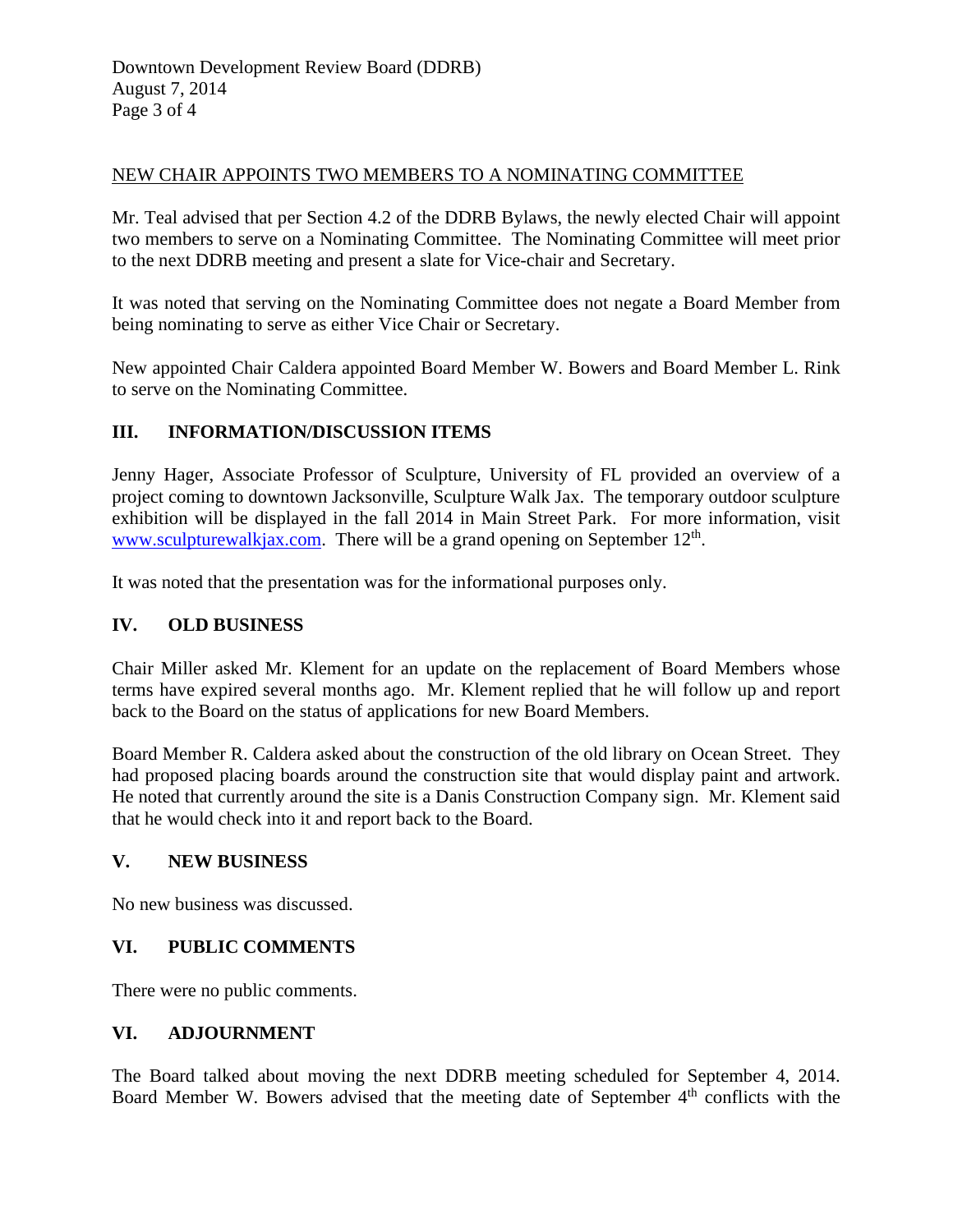NEW CHAIR APPOINTS TWO MEMBERS TO A NOMINATING COMMITTEE

Mr. Teal advised that per Section 4.2 of the DDRB Bylaws, the newly elected Chair will appoint two members to serve on a Nominating Committee. The Nominating Committee will meet prior to the next DDRB meeting and present a slate for Vice-chair and Secretary.

It was noted that serving on the Nominating Committee does not negate a Board Member from being nominating to serve as either Vice Chair or Secretary.

New appointed Chair Caldera appointed Board Member W. Bowers and Board Member L. Rink to serve on the Nominating Committee.

## III. INFORMATION/DISCUSSION ITEMS

Jenny Hager, Associate Professor of Sculpture, University of FL provided an overview of a project coming to downtown Jacksonville, Sculpture Walk Jax. The temporary outdoor sculpture exhibition will be displayed in the fall 2014 in Main Street Park. For more information, visit www.sculpturewalkjax.com. There will be a grand opening on September 12th.

It was noted that the presentation was for the informational purposes only.

## IV. OLD BUSINESS

Chair Miller asked Mr. Klement for an update on the replacement of Board Members whose terms have expired several months ago. Mr. Klement replied that he will follow up and report back to the Board on the status of applications for new Board Members.

Board Member R. Caldera asked about the construction of the old library on Ocean Street. They had proposed placing boards around the construction site that would display paint and artwork. He noted that currently around the site is a Danis Construction Company sign. Mr. Klement said that he would check into it and report back to the Board.

## V. NEW BUSINESS

No new business was discussed.

## VI. PUBLIC COMMENTS

There were no public comments.

## VI. ADJOURNMENT

The Board talked about moving the next DDRB meeting scheduled for September 4, 2014. Board Member W. Bowers advised that the meeting date of September 4th conflicts with the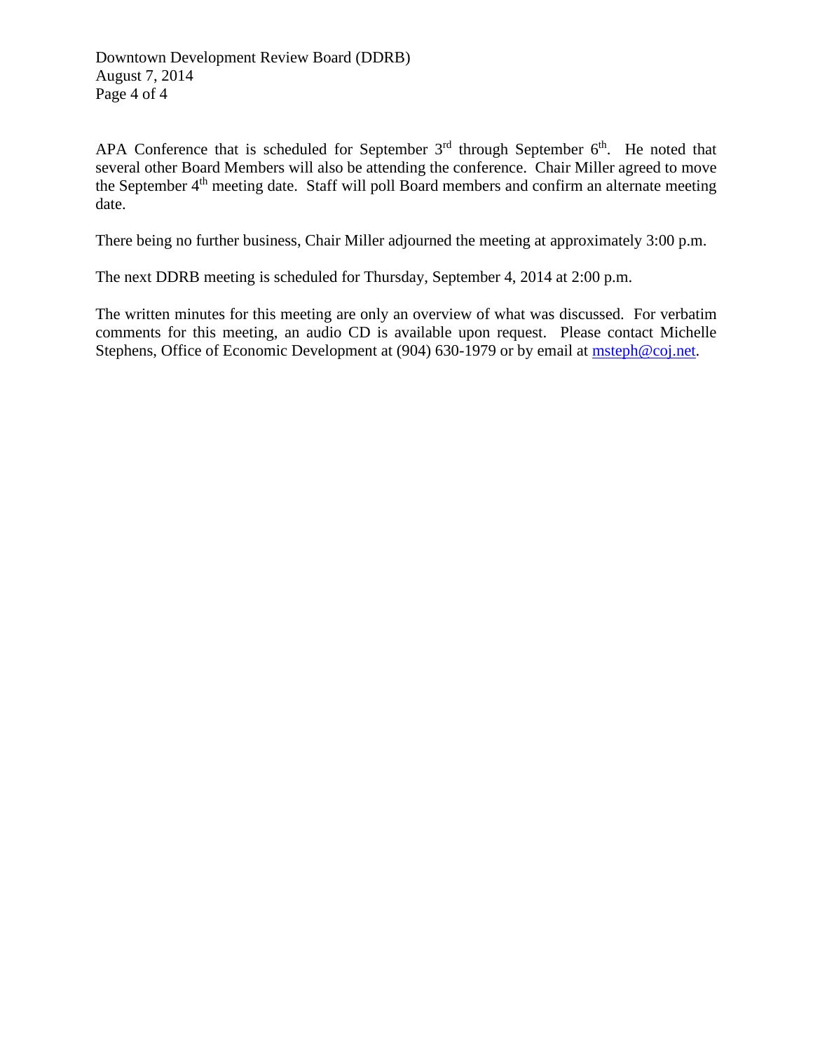APA Conference that is scheduled for September 3rd through September 6th. He noted that several other Board Members will also be attending the conference. Chair Miller agreed to move the September 4th meeting date. Staff will poll Board members and confirm an alternate meeting date.

There being no further business, Chair Miller adjourned the meeting at approximately 3:00 p.m.

The next DDRB meeting is scheduled for Thursday, September 4, 2014 at 2:00 p.m.

The written minutes for this meeting are only an overview of what was discussed. For verbatim comments for this meeting, an audio CD is available upon request. Please contact Michelle Stephens, Office of Economic Development at (904) 630-1979 or by email at msteph@coj.net.